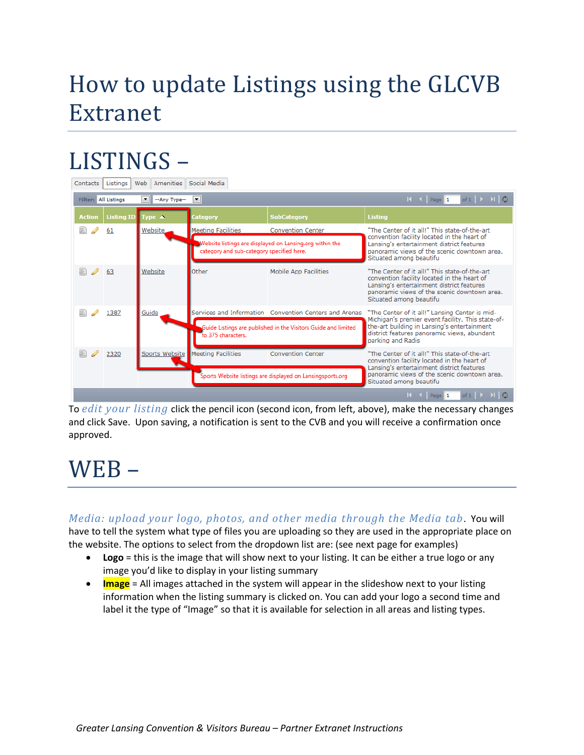# How to update Listings using the GLCVB Extranet

## LISTINGS –

Contacts | Listings | Web | Amenities | Social Media

Filter: All Listings | --Any Type--

| Action | Listing ID | Type | Category | SubCategory | Listing |
|---|---|---|---|---|---|
| | 61 | Website | Meeting Facilities | Convention Center | "The Center of it all!" This state-of-the-art convention facility located in the heart of Lansing's entertainment district features panoramic views of the scenic downtown area. Situated among beautifu |
| | 63 | Website | Other | Mobile App Facilities | "The Center of it all!" This state-of-the-art convention facility located in the heart of Lansing's entertainment district features panoramic views of the scenic downtown area. Situated among beautifu |
| | 1387 | Guide | Services and Information | Convention Centers and Arenas | "The Center of it all!" Lansing Center is mid-Michigan's premier event facility. This state-of-the-art building in Lansing's entertainment district features panoramic views, abundant parking and Radis |
| | 2320 | Sports Website | Meeting Facilities | Convention Center | "The Center of it all!" This state-of-the-art convention facility located in the heart of Lansing's entertainment district features panoramic views of the scenic downtown area. Situated among beautifu |

Website listings are displayed on Lansing.org within the category and sub-category specified here.

Guide Listings are published in the Visitors Guide and limited to 375 characters.

Sports Website listings are displayed on Lansingsports.org

To *edit your listing* click the pencil icon (second icon, from left, above), make the necessary changes and click Save. Upon saving, a notification is sent to the CVB and you will receive a confirmation once approved.

## WEB –

*Media: upload your logo, photos, and other media through the Media tab*. You will have to tell the system what type of files you are uploading so they are used in the appropriate place on the website. The options to select from the dropdown list are: (see next page for examples)

- **Logo** = this is the image that will show next to your listing. It can be either a true logo or any image you'd like to display in your listing summary
- **Image** = All images attached in the system will appear in the slideshow next to your listing information when the listing summary is clicked on. You can add your logo a second time and label it the type of "Image" so that it is available for selection in all areas and listing types.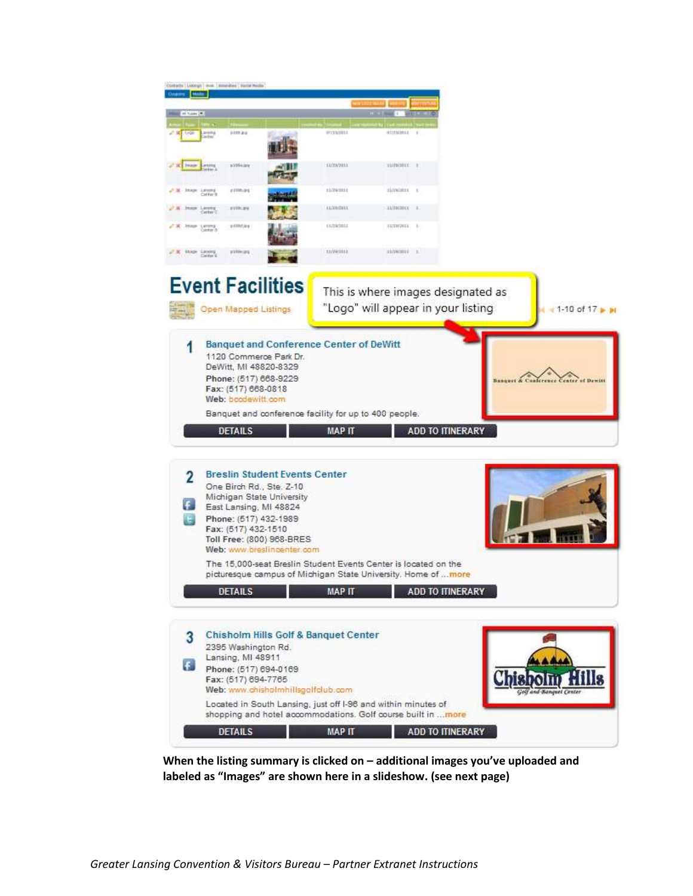# Event Facilities

Open Mapped Listings

This is where images designated as "Logo" will appear in your listing

1-10 of 17

**1 Banquet and Conference Center of DeWitt**

1120 Commerce Park Dr.
DeWitt, MI 48820-8329
**Phone:** (517) 668-9229
**Fax:** (517) 668-0818
**Web:** bccdewitt.com

Banquet and conference facility for up to 400 people.

DETAILS | MAP IT | ADD TO ITINERARY

**2 Breslin Student Events Center**

One Birch Rd., Ste. Z-10
Michigan State University
East Lansing, MI 48824
**Phone:** (517) 432-1989
**Fax:** (517) 432-1510
**Toll Free:** (800) 968-BRES
**Web:** www.breslincenter.com

The 15,000-seat Breslin Student Events Center is located on the picturesque campus of Michigan State University. Home of ...more

DETAILS | MAP IT | ADD TO ITINERARY

**3 Chisholm Hills Golf & Banquet Center**

2395 Washington Rd.
Lansing, MI 48911
**Phone:** (517) 694-0169
**Fax:** (517) 694-7765
**Web:** www.chisholmhillsgolfclub.com

Located in South Lansing, just off I-96 and within minutes of shopping and hotel accommodations. Golf course built in ...more

DETAILS | MAP IT | ADD TO ITINERARY

**When the listing summary is clicked on – additional images you've uploaded and labeled as "Images" are shown here in a slideshow. (see next page)**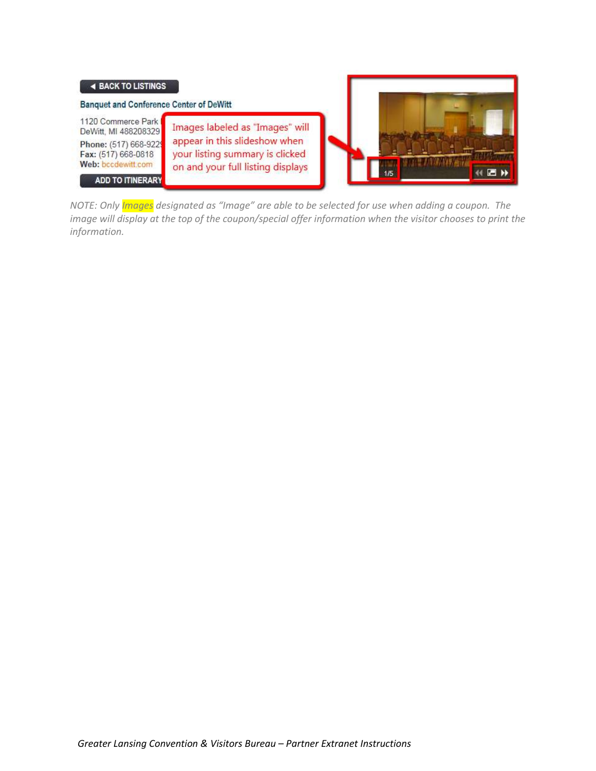BACK TO LISTINGS

Banquet and Conference Center of DeWitt

1120 Commerce Park
DeWitt, MI 488208329

**Phone:** (517) 668-922
**Fax:** (517) 668-0818
**Web:** bccdewitt.com

ADD TO ITINERARY

Images labeled as "Images" will appear in this slideshow when your listing summary is clicked on and your full listing displays

1/5

*NOTE: Only Images designated as "Image" are able to be selected for use when adding a coupon. The image will display at the top of the coupon/special offer information when the visitor chooses to print the information.*